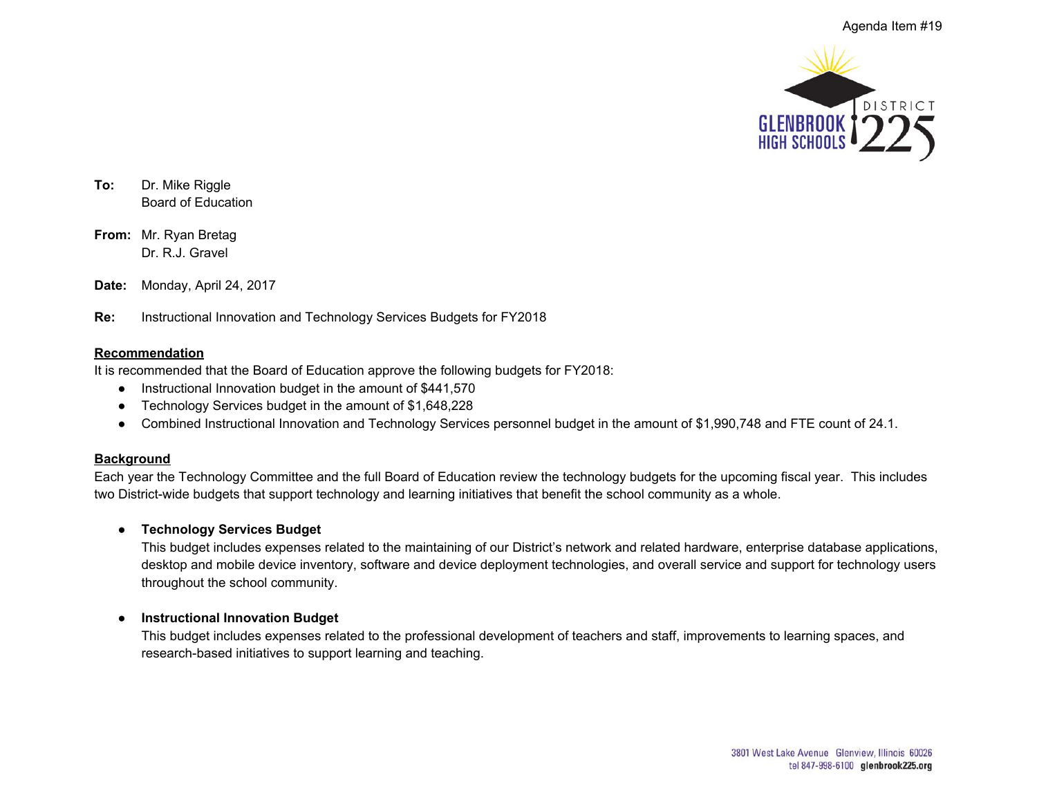Agenda Item #19

**To:** Dr. Mike Riggle
Board of Education

**From:** Mr. Ryan Bretag
Dr. R.J. Gravel

**Date:** Monday, April 24, 2017

**Re:** Instructional Innovation and Technology Services Budgets for FY2018

## Recommendation

It is recommended that the Board of Education approve the following budgets for FY2018:

- Instructional Innovation budget in the amount of $441,570
- Technology Services budget in the amount of $1,648,228
- Combined Instructional Innovation and Technology Services personnel budget in the amount of $1,990,748 and FTE count of 24.1.

## Background

Each year the Technology Committee and the full Board of Education review the technology budgets for the upcoming fiscal year. This includes two District-wide budgets that support technology and learning initiatives that benefit the school community as a whole.

- **Technology Services Budget**
  This budget includes expenses related to the maintaining of our District's network and related hardware, enterprise database applications, desktop and mobile device inventory, software and device deployment technologies, and overall service and support for technology users throughout the school community.

- **Instructional Innovation Budget**
  This budget includes expenses related to the professional development of teachers and staff, improvements to learning spaces, and research-based initiatives to support learning and teaching.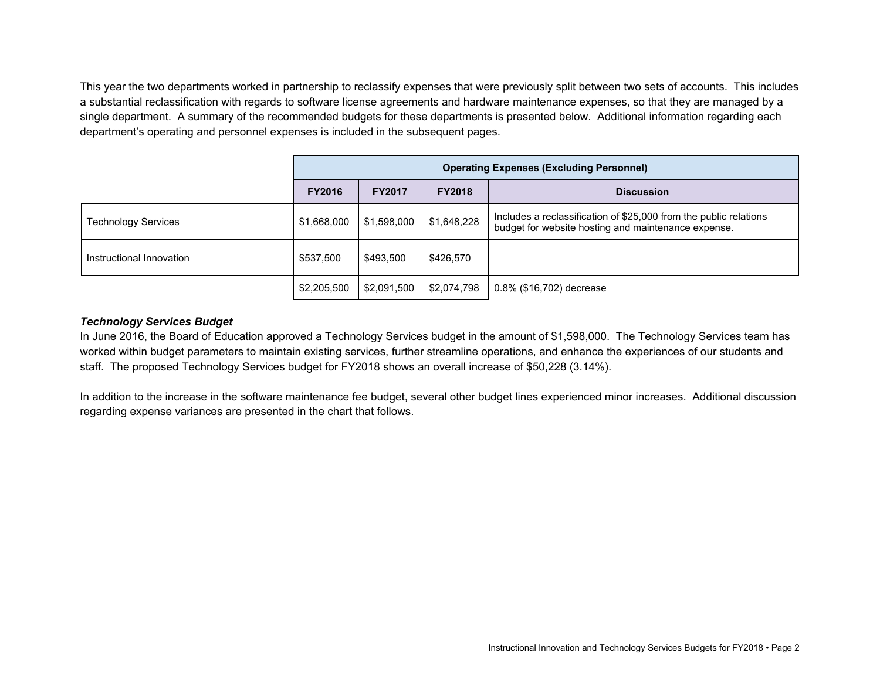This year the two departments worked in partnership to reclassify expenses that were previously split between two sets of accounts. This includes a substantial reclassification with regards to software license agreements and hardware maintenance expenses, so that they are managed by a single department. A summary of the recommended budgets for these departments is presented below. Additional information regarding each department's operating and personnel expenses is included in the subsequent pages.

| | Operating Expenses (Excluding Personnel) | | | |
|---|---|---|---|---|
| | **FY2016** | **FY2017** | **FY2018** | **Discussion** |
| Technology Services | $1,668,000 | $1,598,000 | $1,648,228 | Includes a reclassification of $25,000 from the public relations budget for website hosting and maintenance expense. |
| Instructional Innovation | $537,500 | $493,500 | $426,570 | |
| | $2,205,500 | $2,091,500 | $2,074,798 | 0.8% ($16,702) decrease |

***Technology Services Budget***

In June 2016, the Board of Education approved a Technology Services budget in the amount of $1,598,000. The Technology Services team has worked within budget parameters to maintain existing services, further streamline operations, and enhance the experiences of our students and staff. The proposed Technology Services budget for FY2018 shows an overall increase of $50,228 (3.14%).

In addition to the increase in the software maintenance fee budget, several other budget lines experienced minor increases. Additional discussion regarding expense variances are presented in the chart that follows.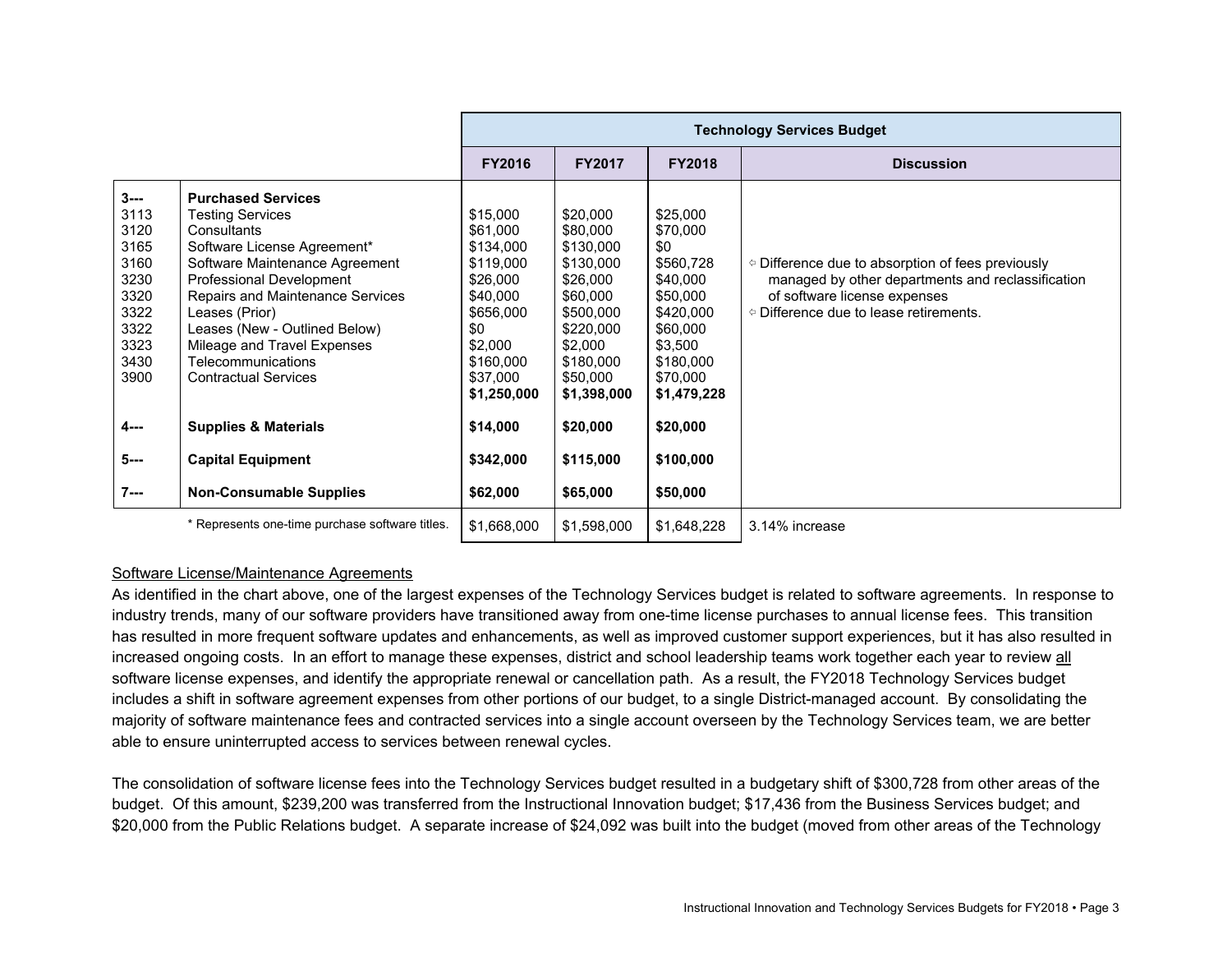| | | Technology Services Budget | | | |
|---|---|---|---|---|---|
| | | **FY2016** | **FY2017** | **FY2018** | **Discussion** |
| **3---** | **Purchased Services** | | | | |
| 3113 | Testing Services | $15,000 | $20,000 | $25,000 | |
| 3120 | Consultants | $61,000 | $80,000 | $70,000 | |
| 3165 | Software License Agreement* | $134,000 | $130,000 | $0 | |
| 3160 | Software Maintenance Agreement | $119,000 | $130,000 | $560,728 | ⇨ Difference due to absorption of fees previously managed by other departments and reclassification of software license expenses |
| 3230 | Professional Development | $26,000 | $26,000 | $40,000 | |
| 3320 | Repairs and Maintenance Services | $40,000 | $60,000 | $50,000 | |
| 3322 | Leases (Prior) | $656,000 | $500,000 | $420,000 | ⇨ Difference due to lease retirements. |
| 3322 | Leases (New - Outlined Below) | $0 | $220,000 | $60,000 | |
| 3323 | Mileage and Travel Expenses | $2,000 | $2,000 | $3,500 | |
| 3430 | Telecommunications | $160,000 | $180,000 | $180,000 | |
| 3900 | Contractual Services | $37,000 | $50,000 | $70,000 | |
| | | **$1,250,000** | **$1,398,000** | **$1,479,228** | |
| **4---** | **Supplies & Materials** | **$14,000** | **$20,000** | **$20,000** | |
| **5---** | **Capital Equipment** | **$342,000** | **$115,000** | **$100,000** | |
| **7---** | **Non-Consumable Supplies** | **$62,000** | **$65,000** | **$50,000** | |
| | * Represents one-time purchase software titles. | $1,668,000 | $1,598,000 | $1,648,228 | 3.14% increase |

<u>Software License/Maintenance Agreements</u>

As identified in the chart above, one of the largest expenses of the Technology Services budget is related to software agreements. In response to industry trends, many of our software providers have transitioned away from one-time license purchases to annual license fees. This transition has resulted in more frequent software updates and enhancements, as well as improved customer support experiences, but it has also resulted in increased ongoing costs. In an effort to manage these expenses, district and school leadership teams work together each year to review <u>all</u> software license expenses, and identify the appropriate renewal or cancellation path. As a result, the FY2018 Technology Services budget includes a shift in software agreement expenses from other portions of our budget, to a single District-managed account. By consolidating the majority of software maintenance fees and contracted services into a single account overseen by the Technology Services team, we are better able to ensure uninterrupted access to services between renewal cycles.

The consolidation of software license fees into the Technology Services budget resulted in a budgetary shift of $300,728 from other areas of the budget. Of this amount, $239,200 was transferred from the Instructional Innovation budget; $17,436 from the Business Services budget; and $20,000 from the Public Relations budget. A separate increase of $24,092 was built into the budget (moved from other areas of the Technology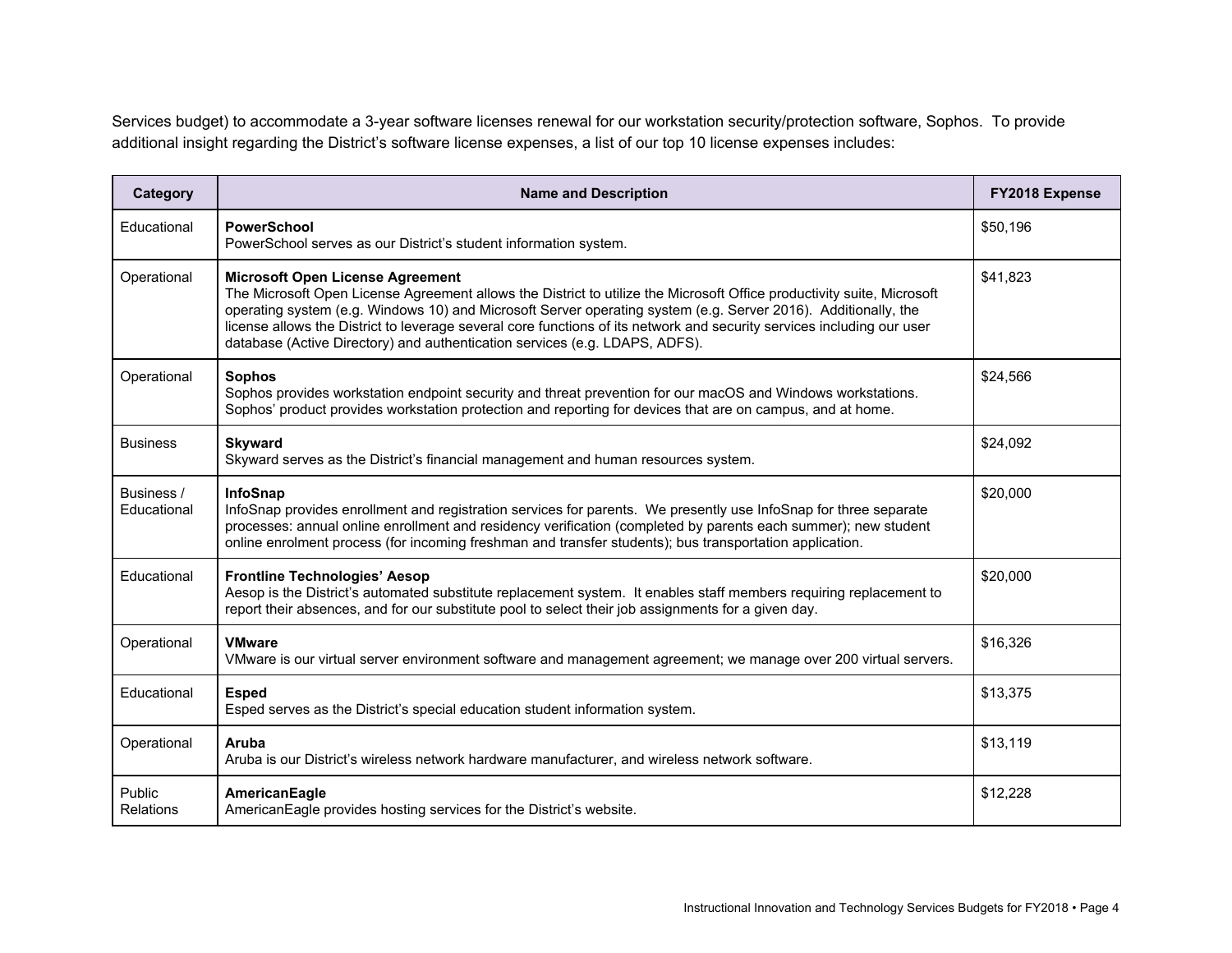Services budget) to accommodate a 3-year software licenses renewal for our workstation security/protection software, Sophos. To provide additional insight regarding the District's software license expenses, a list of our top 10 license expenses includes:

| Category | Name and Description | FY2018 Expense |
|---|---|---|
| Educational | **PowerSchool**<br>PowerSchool serves as our District's student information system. | $50,196 |
| Operational | **Microsoft Open License Agreement**<br>The Microsoft Open License Agreement allows the District to utilize the Microsoft Office productivity suite, Microsoft operating system (e.g. Windows 10) and Microsoft Server operating system (e.g. Server 2016). Additionally, the license allows the District to leverage several core functions of its network and security services including our user database (Active Directory) and authentication services (e.g. LDAPS, ADFS). | $41,823 |
| Operational | **Sophos**<br>Sophos provides workstation endpoint security and threat prevention for our macOS and Windows workstations. Sophos' product provides workstation protection and reporting for devices that are on campus, and at home. | $24,566 |
| Business | **Skyward**<br>Skyward serves as the District's financial management and human resources system. | $24,092 |
| Business / Educational | **InfoSnap**<br>InfoSnap provides enrollment and registration services for parents. We presently use InfoSnap for three separate processes: annual online enrollment and residency verification (completed by parents each summer); new student online enrolment process (for incoming freshman and transfer students); bus transportation application. | $20,000 |
| Educational | **Frontline Technologies' Aesop**<br>Aesop is the District's automated substitute replacement system. It enables staff members requiring replacement to report their absences, and for our substitute pool to select their job assignments for a given day. | $20,000 |
| Operational | **VMware**<br>VMware is our virtual server environment software and management agreement; we manage over 200 virtual servers. | $16,326 |
| Educational | **Esped**<br>Esped serves as the District's special education student information system. | $13,375 |
| Operational | **Aruba**<br>Aruba is our District's wireless network hardware manufacturer, and wireless network software. | $13,119 |
| Public Relations | **AmericanEagle**<br>AmericanEagle provides hosting services for the District's website. | $12,228 |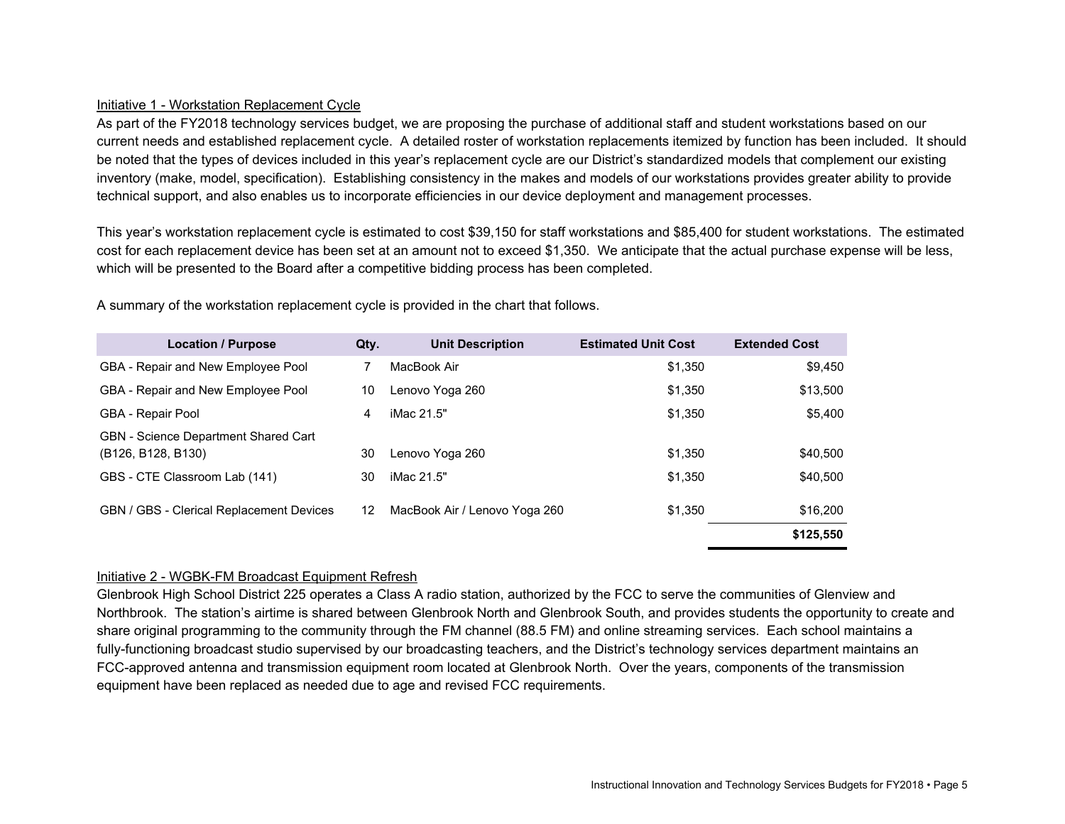Initiative 1 - Workstation Replacement Cycle

As part of the FY2018 technology services budget, we are proposing the purchase of additional staff and student workstations based on our current needs and established replacement cycle. A detailed roster of workstation replacements itemized by function has been included. It should be noted that the types of devices included in this year's replacement cycle are our District's standardized models that complement our existing inventory (make, model, specification). Establishing consistency in the makes and models of our workstations provides greater ability to provide technical support, and also enables us to incorporate efficiencies in our device deployment and management processes.

This year's workstation replacement cycle is estimated to cost $39,150 for staff workstations and $85,400 for student workstations. The estimated cost for each replacement device has been set at an amount not to exceed $1,350. We anticipate that the actual purchase expense will be less, which will be presented to the Board after a competitive bidding process has been completed.

A summary of the workstation replacement cycle is provided in the chart that follows.

| Location / Purpose | Qty. | Unit Description | Estimated Unit Cost | Extended Cost |
|---|---|---|---|---|
| GBA - Repair and New Employee Pool | 7 | MacBook Air | $1,350 | $9,450 |
| GBA - Repair and New Employee Pool | 10 | Lenovo Yoga 260 | $1,350 | $13,500 |
| GBA - Repair Pool | 4 | iMac 21.5" | $1,350 | $5,400 |
| GBN - Science Department Shared Cart (B126, B128, B130) | 30 | Lenovo Yoga 260 | $1,350 | $40,500 |
| GBS - CTE Classroom Lab (141) | 30 | iMac 21.5" | $1,350 | $40,500 |
| GBN / GBS - Clerical Replacement Devices | 12 | MacBook Air / Lenovo Yoga 260 | $1,350 | $16,200 |
| | | | | **$125,550** |

Initiative 2 - WGBK-FM Broadcast Equipment Refresh

Glenbrook High School District 225 operates a Class A radio station, authorized by the FCC to serve the communities of Glenview and Northbrook. The station's airtime is shared between Glenbrook North and Glenbrook South, and provides students the opportunity to create and share original programming to the community through the FM channel (88.5 FM) and online streaming services. Each school maintains a fully-functioning broadcast studio supervised by our broadcasting teachers, and the District's technology services department maintains an FCC-approved antenna and transmission equipment room located at Glenbrook North. Over the years, components of the transmission equipment have been replaced as needed due to age and revised FCC requirements.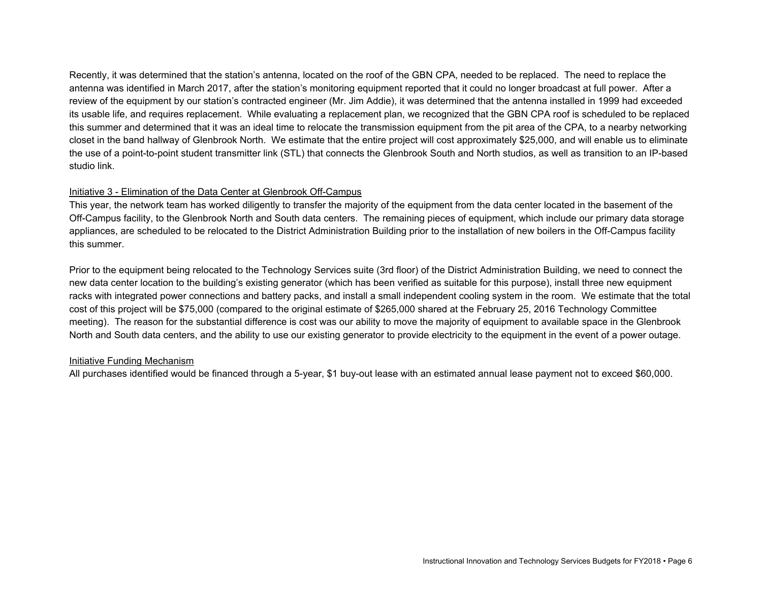Recently, it was determined that the station's antenna, located on the roof of the GBN CPA, needed to be replaced. The need to replace the antenna was identified in March 2017, after the station's monitoring equipment reported that it could no longer broadcast at full power. After a review of the equipment by our station's contracted engineer (Mr. Jim Addie), it was determined that the antenna installed in 1999 had exceeded its usable life, and requires replacement. While evaluating a replacement plan, we recognized that the GBN CPA roof is scheduled to be replaced this summer and determined that it was an ideal time to relocate the transmission equipment from the pit area of the CPA, to a nearby networking closet in the band hallway of Glenbrook North. We estimate that the entire project will cost approximately $25,000, and will enable us to eliminate the use of a point-to-point student transmitter link (STL) that connects the Glenbrook South and North studios, as well as transition to an IP-based studio link.

<u>Initiative 3 - Elimination of the Data Center at Glenbrook Off-Campus</u>

This year, the network team has worked diligently to transfer the majority of the equipment from the data center located in the basement of the Off-Campus facility, to the Glenbrook North and South data centers. The remaining pieces of equipment, which include our primary data storage appliances, are scheduled to be relocated to the District Administration Building prior to the installation of new boilers in the Off-Campus facility this summer.

Prior to the equipment being relocated to the Technology Services suite (3rd floor) of the District Administration Building, we need to connect the new data center location to the building's existing generator (which has been verified as suitable for this purpose), install three new equipment racks with integrated power connections and battery packs, and install a small independent cooling system in the room. We estimate that the total cost of this project will be $75,000 (compared to the original estimate of $265,000 shared at the February 25, 2016 Technology Committee meeting). The reason for the substantial difference is cost was our ability to move the majority of equipment to available space in the Glenbrook North and South data centers, and the ability to use our existing generator to provide electricity to the equipment in the event of a power outage.

<u>Initiative Funding Mechanism</u>

All purchases identified would be financed through a 5-year, $1 buy-out lease with an estimated annual lease payment not to exceed $60,000.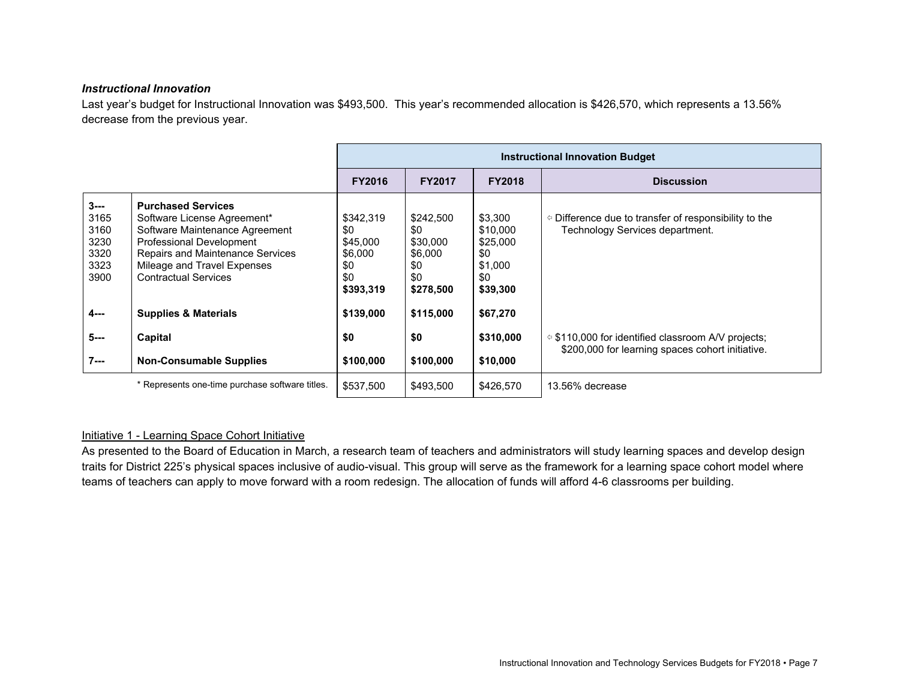### *Instructional Innovation*

Last year's budget for Instructional Innovation was $493,500. This year's recommended allocation is $426,570, which represents a 13.56% decrease from the previous year.

| | | Instructional Innovation Budget | | | |
|---|---|---|---|---|---|
| | | **FY2016** | **FY2017** | **FY2018** | **Discussion** |
| **3---** | **Purchased Services** | | | | |
| 3165 | Software License Agreement* | $342,319 | $242,500 | $3,300 | ⇦ Difference due to transfer of responsibility to the Technology Services department. |
| 3160 | Software Maintenance Agreement | $0 | $0 | $10,000 | |
| 3230 | Professional Development | $45,000 | $30,000 | $25,000 | |
| 3320 | Repairs and Maintenance Services | $6,000 | $6,000 | $0 | |
| 3323 | Mileage and Travel Expenses | $0 | $0 | $1,000 | |
| 3900 | Contractual Services | $0 | $0 | $0 | |
| | | **$393,319** | **$278,500** | **$39,300** | |
| **4---** | **Supplies & Materials** | **$139,000** | **$115,000** | **$67,270** | |
| **5---** | **Capital** | **$0** | **$0** | **$310,000** | ⇦ $110,000 for identified classroom A/V projects; $200,000 for learning spaces cohort initiative. |
| **7---** | **Non-Consumable Supplies** | **$100,000** | **$100,000** | **$10,000** | |
| | * Represents one-time purchase software titles. | $537,500 | $493,500 | $426,570 | 13.56% decrease |

Initiative 1 - Learning Space Cohort Initiative

As presented to the Board of Education in March, a research team of teachers and administrators will study learning spaces and develop design traits for District 225's physical spaces inclusive of audio-visual. This group will serve as the framework for a learning space cohort model where teams of teachers can apply to move forward with a room redesign. The allocation of funds will afford 4-6 classrooms per building.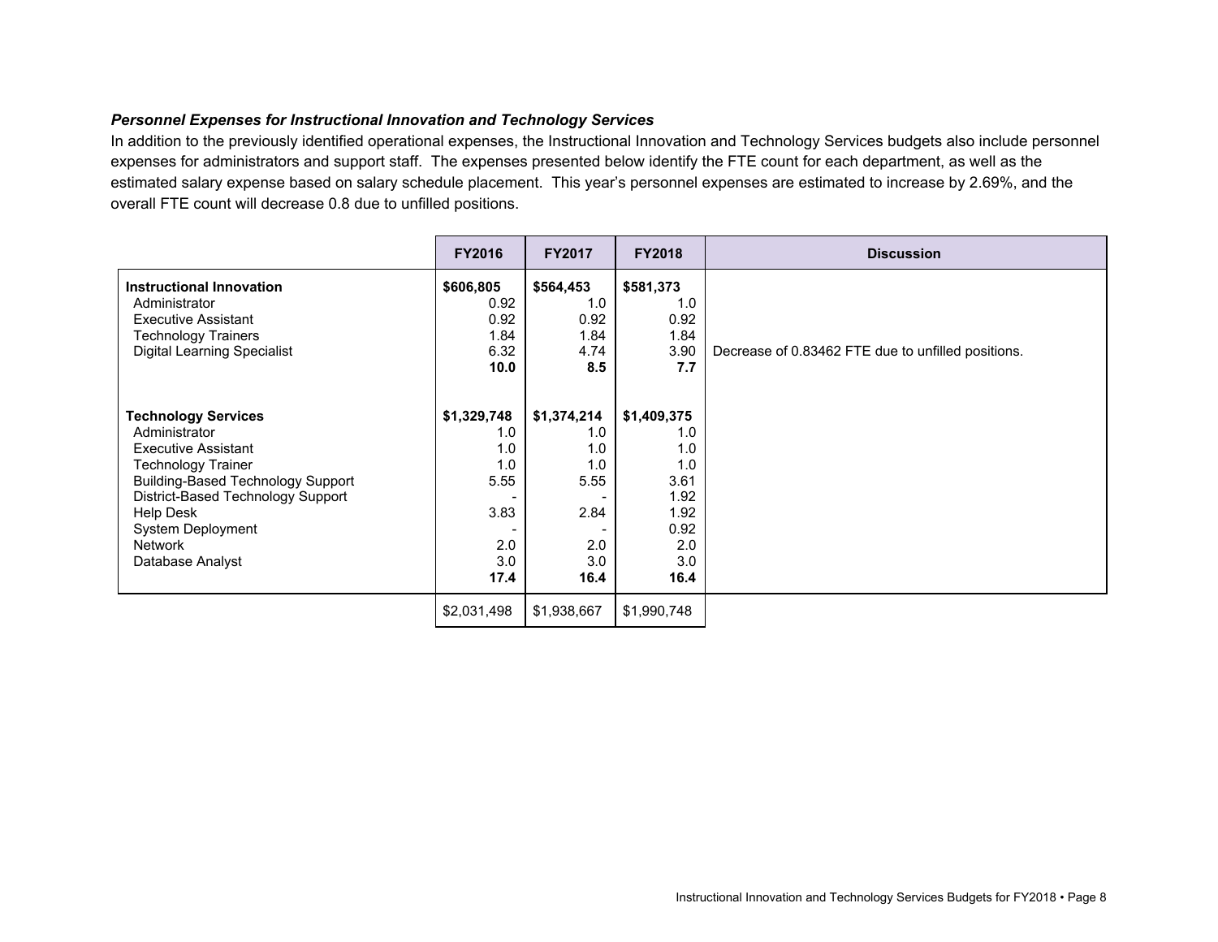***Personnel Expenses for Instructional Innovation and Technology Services***

In addition to the previously identified operational expenses, the Instructional Innovation and Technology Services budgets also include personnel expenses for administrators and support staff. The expenses presented below identify the FTE count for each department, as well as the estimated salary expense based on salary schedule placement. This year's personnel expenses are estimated to increase by 2.69%, and the overall FTE count will decrease 0.8 due to unfilled positions.

| | FY2016 | FY2017 | FY2018 | Discussion |
|---|---|---|---|---|
| **Instructional Innovation** | **$606,805** | **$564,453** | **$581,373** | |
| Administrator | 0.92 | 1.0 | 1.0 | |
| Executive Assistant | 0.92 | 0.92 | 0.92 | |
| Technology Trainers | 1.84 | 1.84 | 1.84 | |
| Digital Learning Specialist | 6.32 | 4.74 | 3.90 | Decrease of 0.83462 FTE due to unfilled positions. |
| | **10.0** | **8.5** | **7.7** | |
| **Technology Services** | **$1,329,748** | **$1,374,214** | **$1,409,375** | |
| Administrator | 1.0 | 1.0 | 1.0 | |
| Executive Assistant | 1.0 | 1.0 | 1.0 | |
| Technology Trainer | 1.0 | 1.0 | 1.0 | |
| Building-Based Technology Support | 5.55 | 5.55 | 3.61 | |
| District-Based Technology Support | - | - | 1.92 | |
| Help Desk | 3.83 | 2.84 | 1.92 | |
| System Deployment | - | - | 0.92 | |
| Network | 2.0 | 2.0 | 2.0 | |
| Database Analyst | 3.0 | 3.0 | 3.0 | |
| | **17.4** | **16.4** | **16.4** | |
| | $2,031,498 | $1,938,667 | $1,990,748 | |